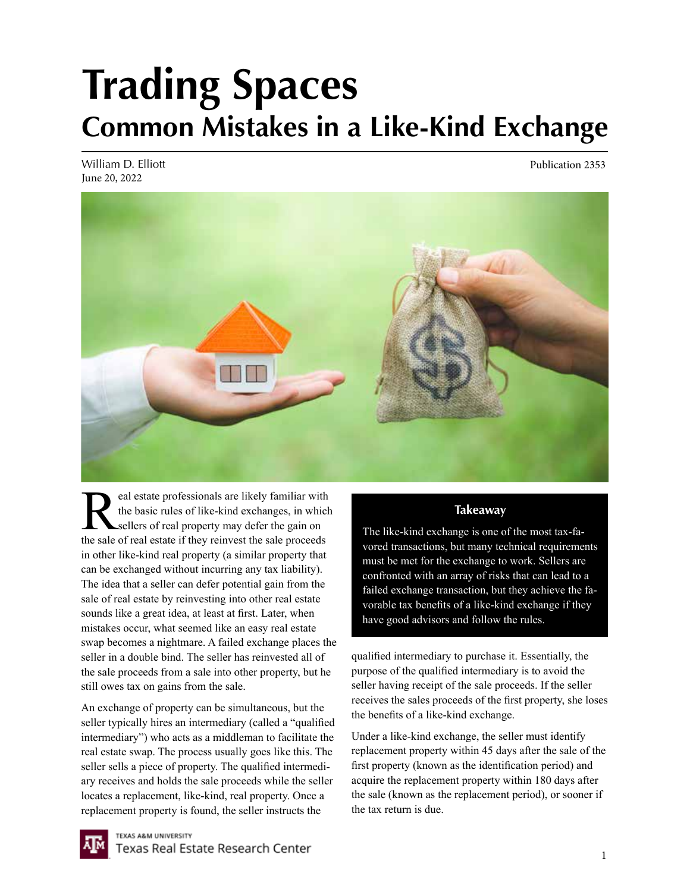# Trading Spaces
## Common Mistakes in a Like-Kind Exchange

William D. Elliott
June 20, 2022

Publication 2353

Real estate professionals are likely familiar with the basic rules of like-kind exchanges, in which sellers of real property may defer the gain on the sale of real estate if they reinvest the sale proceeds in other like-kind real property (a similar property that can be exchanged without incurring any tax liability). The idea that a seller can defer potential gain from the sale of real estate by reinvesting into other real estate sounds like a great idea, at least at first. Later, when mistakes occur, what seemed like an easy real estate swap becomes a nightmare. A failed exchange places the seller in a double bind. The seller has reinvested all of the sale proceeds from a sale into other property, but he still owes tax on gains from the sale.

An exchange of property can be simultaneous, but the seller typically hires an intermediary (called a "qualified intermediary") who acts as a middleman to facilitate the real estate swap. The process usually goes like this. The seller sells a piece of property. The qualified intermediary receives and holds the sale proceeds while the seller locates a replacement, like-kind, real property. Once a replacement property is found, the seller instructs the qualified intermediary to purchase it. Essentially, the purpose of the qualified intermediary is to avoid the seller having receipt of the sale proceeds. If the seller receives the sales proceeds of the first property, she loses the benefits of a like-kind exchange.

Under a like-kind exchange, the seller must identify replacement property within 45 days after the sale of the first property (known as the identification period) and acquire the replacement property within 180 days after the sale (known as the replacement period), or sooner if the tax return is due.

**Takeaway**

The like-kind exchange is one of the most tax-favored transactions, but many technical requirements must be met for the exchange to work. Sellers are confronted with an array of risks that can lead to a failed exchange transaction, but they achieve the favorable tax benefits of a like-kind exchange if they have good advisors and follow the rules.

Texas A&M University
Texas Real Estate Research Center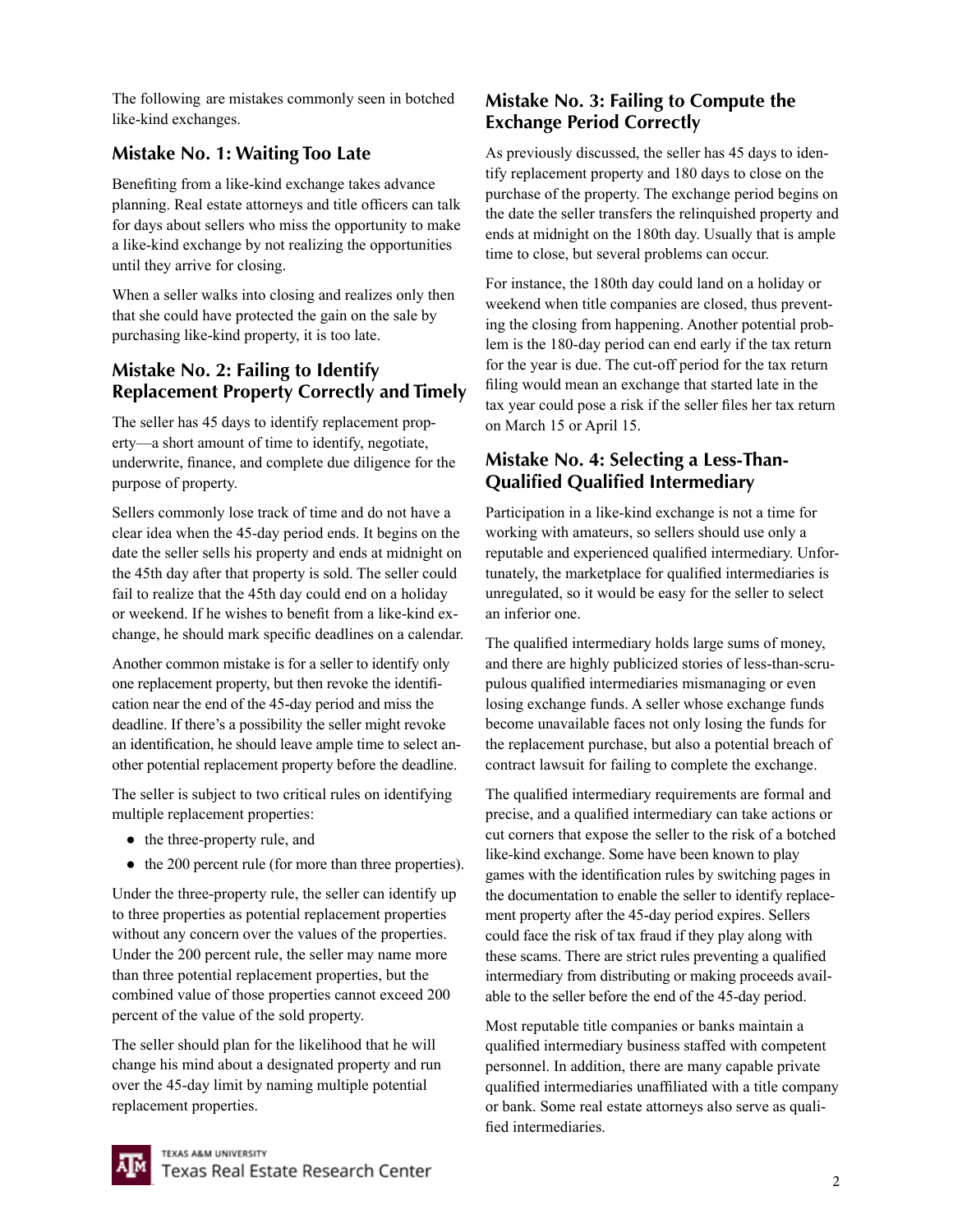The following are mistakes commonly seen in botched like-kind exchanges.

## Mistake No. 1: Waiting Too Late

Benefiting from a like-kind exchange takes advance planning. Real estate attorneys and title officers can talk for days about sellers who miss the opportunity to make a like-kind exchange by not realizing the opportunities until they arrive for closing.

When a seller walks into closing and realizes only then that she could have protected the gain on the sale by purchasing like-kind property, it is too late.

## Mistake No. 2: Failing to Identify Replacement Property Correctly and Timely

The seller has 45 days to identify replacement property—a short amount of time to identify, negotiate, underwrite, finance, and complete due diligence for the purpose of property.

Sellers commonly lose track of time and do not have a clear idea when the 45-day period ends. It begins on the date the seller sells his property and ends at midnight on the 45th day after that property is sold. The seller could fail to realize that the 45th day could end on a holiday or weekend. If he wishes to benefit from a like-kind exchange, he should mark specific deadlines on a calendar.

Another common mistake is for a seller to identify only one replacement property, but then revoke the identification near the end of the 45-day period and miss the deadline. If there's a possibility the seller might revoke an identification, he should leave ample time to select another potential replacement property before the deadline.

The seller is subject to two critical rules on identifying multiple replacement properties:

- the three-property rule, and
- the 200 percent rule (for more than three properties).

Under the three-property rule, the seller can identify up to three properties as potential replacement properties without any concern over the values of the properties. Under the 200 percent rule, the seller may name more than three potential replacement properties, but the combined value of those properties cannot exceed 200 percent of the value of the sold property.

The seller should plan for the likelihood that he will change his mind about a designated property and run over the 45-day limit by naming multiple potential replacement properties.

## Mistake No. 3: Failing to Compute the Exchange Period Correctly

As previously discussed, the seller has 45 days to identify replacement property and 180 days to close on the purchase of the property. The exchange period begins on the date the seller transfers the relinquished property and ends at midnight on the 180th day. Usually that is ample time to close, but several problems can occur.

For instance, the 180th day could land on a holiday or weekend when title companies are closed, thus preventing the closing from happening. Another potential problem is the 180-day period can end early if the tax return for the year is due. The cut-off period for the tax return filing would mean an exchange that started late in the tax year could pose a risk if the seller files her tax return on March 15 or April 15.

## Mistake No. 4: Selecting a Less-Than-Qualified Qualified Intermediary

Participation in a like-kind exchange is not a time for working with amateurs, so sellers should use only a reputable and experienced qualified intermediary. Unfortunately, the marketplace for qualified intermediaries is unregulated, so it would be easy for the seller to select an inferior one.

The qualified intermediary holds large sums of money, and there are highly publicized stories of less-than-scrupulous qualified intermediaries mismanaging or even losing exchange funds. A seller whose exchange funds become unavailable faces not only losing the funds for the replacement purchase, but also a potential breach of contract lawsuit for failing to complete the exchange.

The qualified intermediary requirements are formal and precise, and a qualified intermediary can take actions or cut corners that expose the seller to the risk of a botched like-kind exchange. Some have been known to play games with the identification rules by switching pages in the documentation to enable the seller to identify replacement property after the 45-day period expires. Sellers could face the risk of tax fraud if they play along with these scams. There are strict rules preventing a qualified intermediary from distributing or making proceeds available to the seller before the end of the 45-day period.

Most reputable title companies or banks maintain a qualified intermediary business staffed with competent personnel. In addition, there are many capable private qualified intermediaries unaffiliated with a title company or bank. Some real estate attorneys also serve as qualified intermediaries.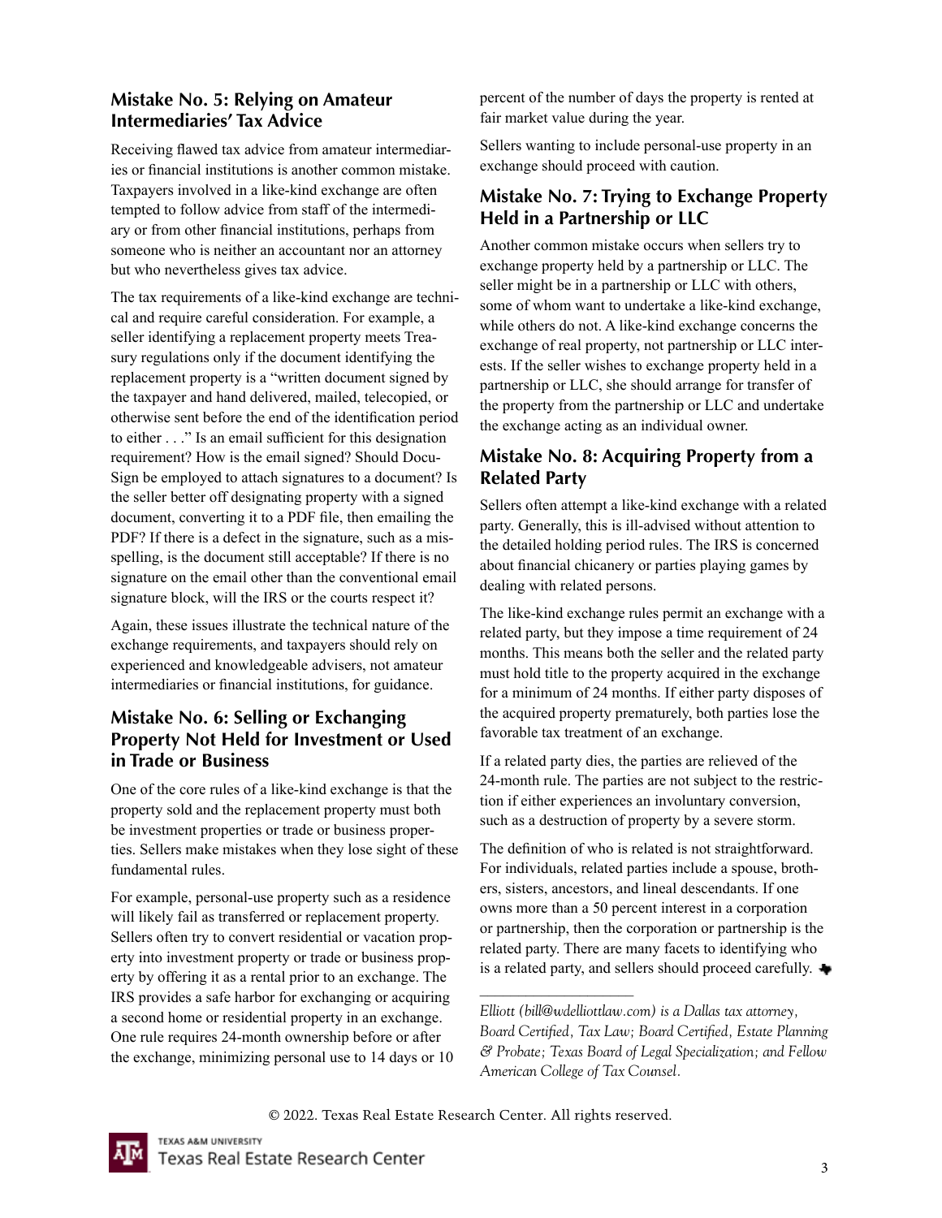## Mistake No. 5: Relying on Amateur Intermediaries' Tax Advice

Receiving flawed tax advice from amateur intermediaries or financial institutions is another common mistake. Taxpayers involved in a like-kind exchange are often tempted to follow advice from staff of the intermediary or from other financial institutions, perhaps from someone who is neither an accountant nor an attorney but who nevertheless gives tax advice.

The tax requirements of a like-kind exchange are technical and require careful consideration. For example, a seller identifying a replacement property meets Treasury regulations only if the document identifying the replacement property is a "written document signed by the taxpayer and hand delivered, mailed, telecopied, or otherwise sent before the end of the identification period to either . . ." Is an email sufficient for this designation requirement? How is the email signed? Should DocuSign be employed to attach signatures to a document? Is the seller better off designating property with a signed document, converting it to a PDF file, then emailing the PDF? If there is a defect in the signature, such as a misspelling, is the document still acceptable? If there is no signature on the email other than the conventional email signature block, will the IRS or the courts respect it?

Again, these issues illustrate the technical nature of the exchange requirements, and taxpayers should rely on experienced and knowledgeable advisers, not amateur intermediaries or financial institutions, for guidance.

## Mistake No. 6: Selling or Exchanging Property Not Held for Investment or Used in Trade or Business

One of the core rules of a like-kind exchange is that the property sold and the replacement property must both be investment properties or trade or business properties. Sellers make mistakes when they lose sight of these fundamental rules.

For example, personal-use property such as a residence will likely fail as transferred or replacement property. Sellers often try to convert residential or vacation property into investment property or trade or business property by offering it as a rental prior to an exchange. The IRS provides a safe harbor for exchanging or acquiring a second home or residential property in an exchange. One rule requires 24-month ownership before or after the exchange, minimizing personal use to 14 days or 10 percent of the number of days the property is rented at fair market value during the year.

Sellers wanting to include personal-use property in an exchange should proceed with caution.

## Mistake No. 7: Trying to Exchange Property Held in a Partnership or LLC

Another common mistake occurs when sellers try to exchange property held by a partnership or LLC. The seller might be in a partnership or LLC with others, some of whom want to undertake a like-kind exchange, while others do not. A like-kind exchange concerns the exchange of real property, not partnership or LLC interests. If the seller wishes to exchange property held in a partnership or LLC, she should arrange for transfer of the property from the partnership or LLC and undertake the exchange acting as an individual owner.

## Mistake No. 8: Acquiring Property from a Related Party

Sellers often attempt a like-kind exchange with a related party. Generally, this is ill-advised without attention to the detailed holding period rules. The IRS is concerned about financial chicanery or parties playing games by dealing with related persons.

The like-kind exchange rules permit an exchange with a related party, but they impose a time requirement of 24 months. This means both the seller and the related party must hold title to the property acquired in the exchange for a minimum of 24 months. If either party disposes of the acquired property prematurely, both parties lose the favorable tax treatment of an exchange.

If a related party dies, the parties are relieved of the 24-month rule. The parties are not subject to the restriction if either experiences an involuntary conversion, such as a destruction of property by a severe storm.

The definition of who is related is not straightforward. For individuals, related parties include a spouse, brothers, sisters, ancestors, and lineal descendants. If one owns more than a 50 percent interest in a corporation or partnership, then the corporation or partnership is the related party. There are many facets to identifying who is a related party, and sellers should proceed carefully.

---

*Elliott (bill@wdelliottlaw.com) is a Dallas tax attorney, Board Certified, Tax Law; Board Certified, Estate Planning & Probate; Texas Board of Legal Specialization; and Fellow American College of Tax Counsel.*

© 2022. Texas Real Estate Research Center. All rights reserved.